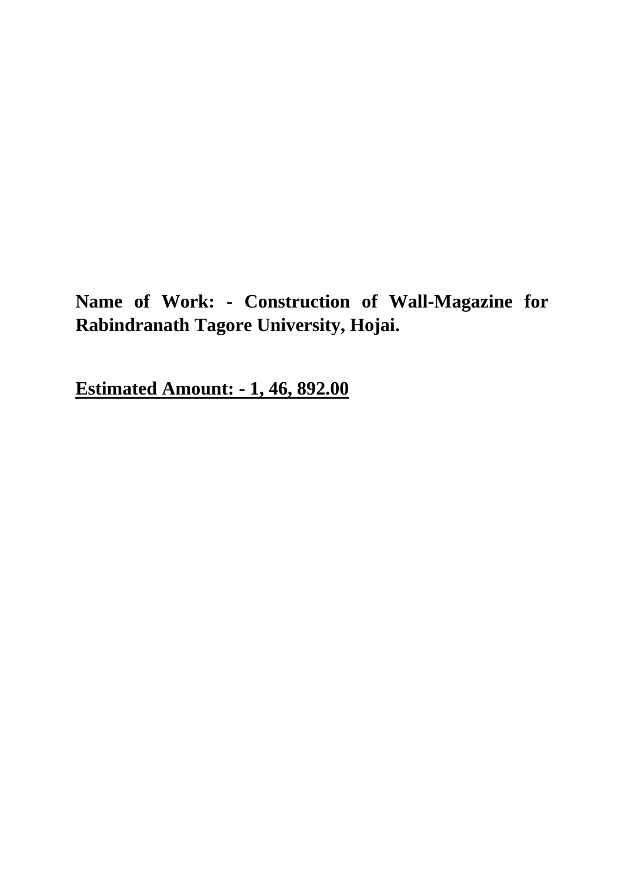**Name of Work: - Construction of Wall-Magazine for Rabindranath Tagore University, Hojai.**

**Estimated Amount: - 1, 46, 892.00**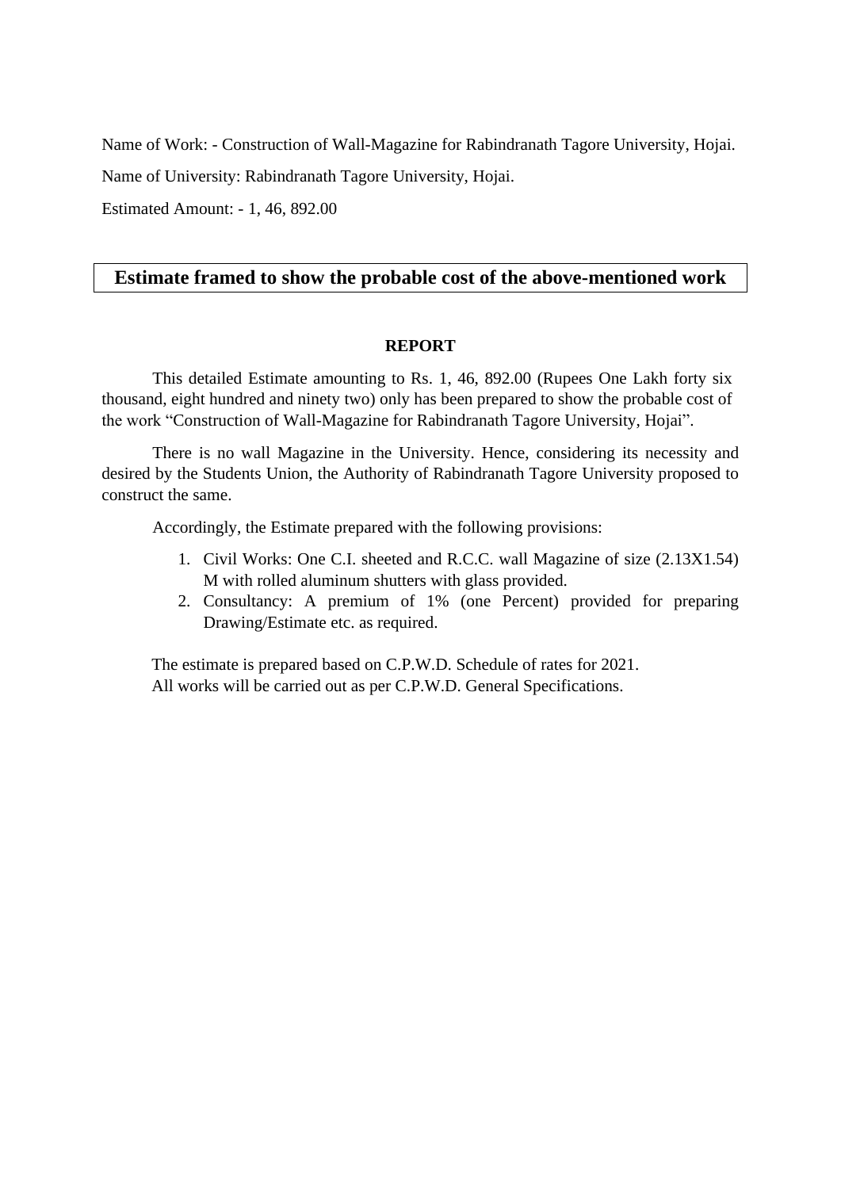Name of Work: - Construction of Wall-Magazine for Rabindranath Tagore University, Hojai.

Name of University: Rabindranath Tagore University, Hojai.

Estimated Amount: - 1, 46, 892.00

## Estimate framed to show the probable cost of the above-mentioned work

**REPORT**

This detailed Estimate amounting to Rs. 1, 46, 892.00 (Rupees One Lakh forty six thousand, eight hundred and ninety two) only has been prepared to show the probable cost of the work "Construction of Wall-Magazine for Rabindranath Tagore University, Hojai".

There is no wall Magazine in the University. Hence, considering its necessity and desired by the Students Union, the Authority of Rabindranath Tagore University proposed to construct the same.

Accordingly, the Estimate prepared with the following provisions:

1. Civil Works: One C.I. sheeted and R.C.C. wall Magazine of size (2.13X1.54) M with rolled aluminum shutters with glass provided.
2. Consultancy: A premium of 1% (one Percent) provided for preparing Drawing/Estimate etc. as required.

The estimate is prepared based on C.P.W.D. Schedule of rates for 2021.
All works will be carried out as per C.P.W.D. General Specifications.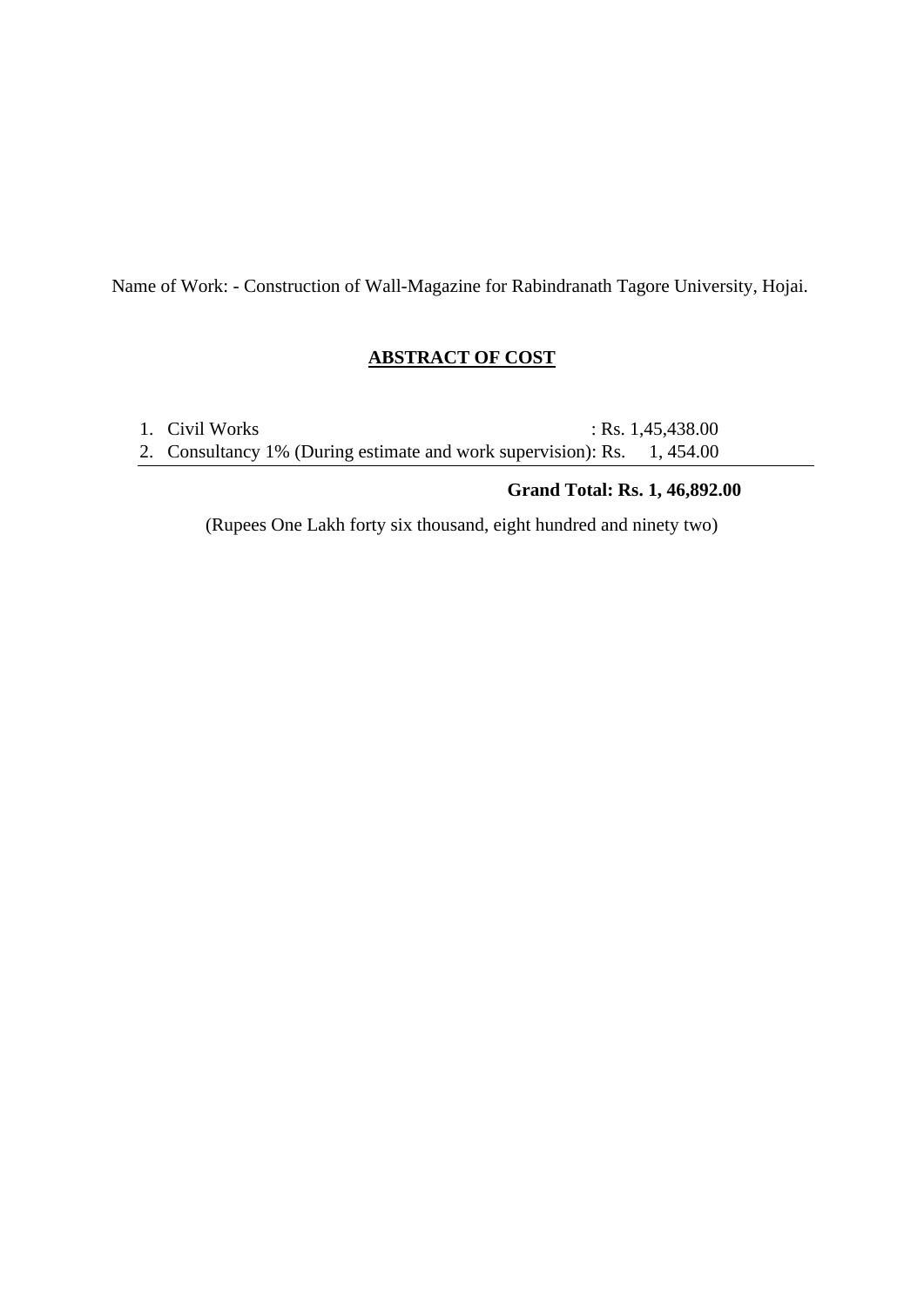Name of Work: - Construction of Wall-Magazine for Rabindranath Tagore University, Hojai.

**ABSTRACT OF COST**

1. Civil Works : Rs. 1,45,438.00
2. Consultancy 1% (During estimate and work supervision): Rs. 1, 454.00

**Grand Total: Rs. 1, 46,892.00**

(Rupees One Lakh forty six thousand, eight hundred and ninety two)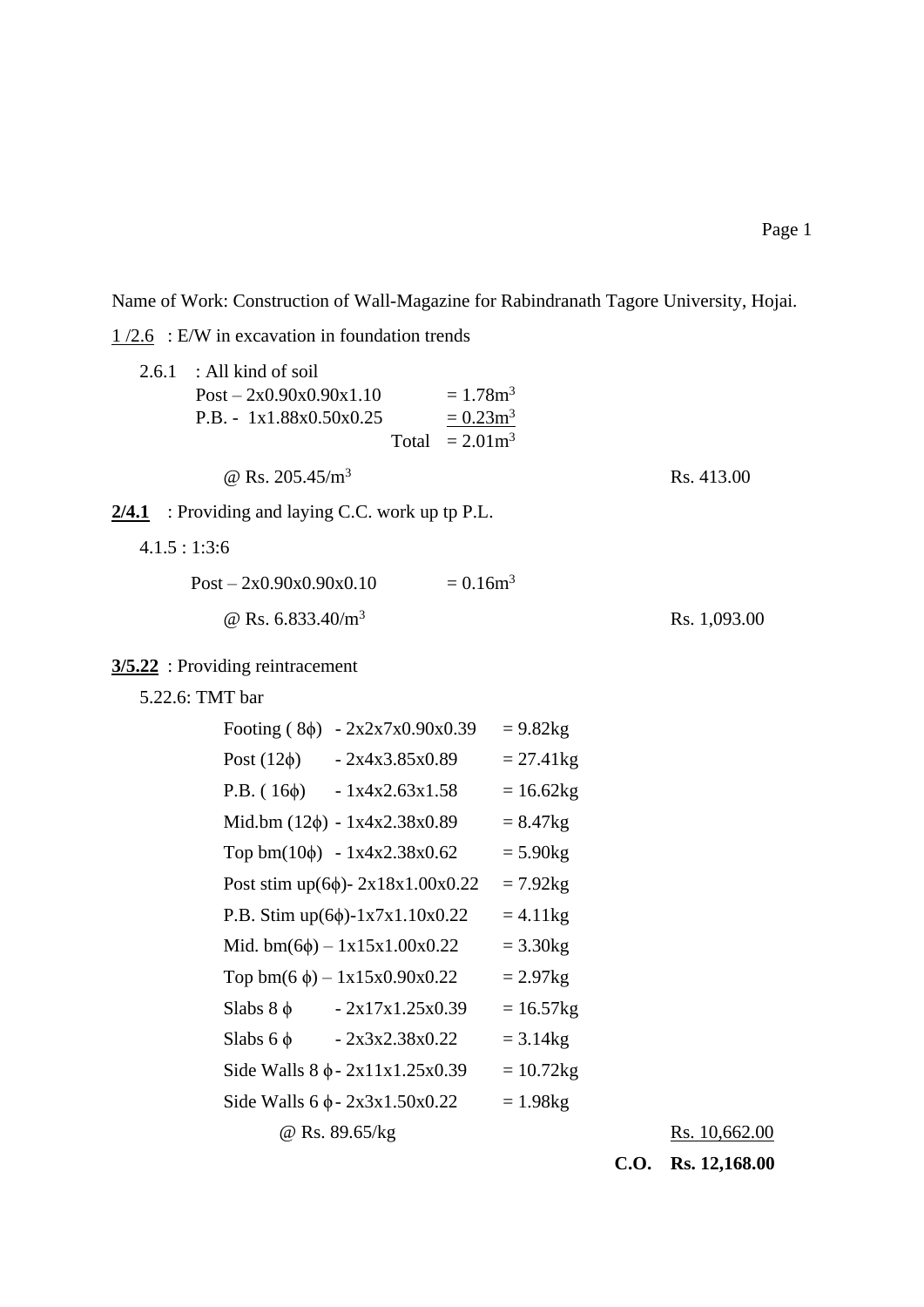Name of Work: Construction of Wall-Magazine for Rabindranath Tagore University, Hojai.

1 /2.6 : E/W in excavation in foundation trends

2.6.1 : All kind of soil

Post – 2x0.90x0.90x1.10 = 1.78m$^3$

P.B. - 1x1.88x0.50x0.25 = 0.23m$^3$

Total = 2.01m$^3$

@ Rs. 205.45/m$^3$ — Rs. 413.00

**2/4.1** : Providing and laying C.C. work up tp P.L.

4.1.5 : 1:3:6

Post – 2x0.90x0.90x0.10 = 0.16m$^3$

@ Rs. 6.833.40/m$^3$ — Rs. 1,093.00

**3/5.22** : Providing reintracement

5.22.6: TMT bar

| Item | Calculation | Quantity |
|---|---|---|
| Footing ( 8ϕ) | - 2x2x7x0.90x0.39 | = 9.82kg |
| Post (12ϕ) | - 2x4x3.85x0.89 | = 27.41kg |
| P.B. ( 16ϕ) | - 1x4x2.63x1.58 | = 16.62kg |
| Mid.bm (12ϕ) | - 1x4x2.38x0.89 | = 8.47kg |
| Top bm(10ϕ) | - 1x4x2.38x0.62 | = 5.90kg |
| Post stim up(6ϕ) | - 2x18x1.00x0.22 | = 7.92kg |
| P.B. Stim up(6ϕ) | -1x7x1.10x0.22 | = 4.11kg |
| Mid. bm(6ϕ) | – 1x15x1.00x0.22 | = 3.30kg |
| Top bm(6 ϕ) | – 1x15x0.90x0.22 | = 2.97kg |
| Slabs 8 ϕ | - 2x17x1.25x0.39 | = 16.57kg |
| Slabs 6 ϕ | - 2x3x2.38x0.22 | = 3.14kg |
| Side Walls 8 ϕ | - 2x11x1.25x0.39 | = 10.72kg |
| Side Walls 6 ϕ | - 2x3x1.50x0.22 | = 1.98kg |

@ Rs. 89.65/kg — Rs. 10,662.00

**C.O. Rs. 12,168.00**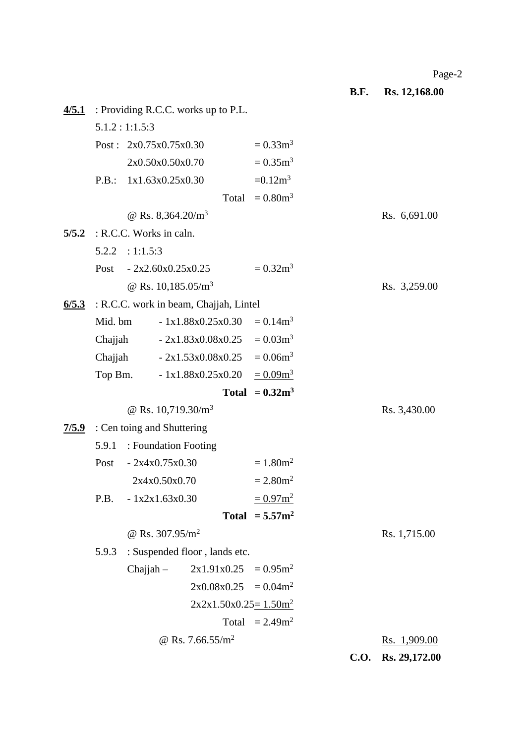|  |  |  |  | **B.F.** | **Rs. 12,168.00** |
|---|---|---|---|---|---|
| **4/5.1** | : Providing R.C.C. works up to P.L. |  |  |  |  |
|  | 5.1.2 : 1:1.5:3 |  |  |  |  |
|  | Post : | 2x0.75x0.75x0.30 | = 0.33m$^3$ |  |  |
|  |  | 2x0.50x0.50x0.70 | = 0.35m$^3$ |  |  |
|  | P.B.: | 1x1.63x0.25x0.30 | =0.12m$^3$ |  |  |
|  |  | Total | = 0.80m$^3$ |  |  |
|  |  | @ Rs. 8,364.20/m$^3$ |  |  | Rs. 6,691.00 |
| **5/5.2** | : R.C.C. Works in caln. |  |  |  |  |
|  | 5.2.2 | : 1:1.5:3 |  |  |  |
|  | Post | - 2x2.60x0.25x0.25 | = 0.32m$^3$ |  |  |
|  |  | @ Rs. 10,185.05/m$^3$ |  |  | Rs. 3,259.00 |
| **6/5.3** | : R.C.C. work in beam, Chajjah, Lintel |  |  |  |  |
|  | Mid. bm | - 1x1.88x0.25x0.30 | = 0.14m$^3$ |  |  |
|  | Chajjah | - 2x1.83x0.08x0.25 | = 0.03m$^3$ |  |  |
|  | Chajjah | - 2x1.53x0.08x0.25 | = 0.06m$^3$ |  |  |
|  | Top Bm. | - 1x1.88x0.25x0.20 | = 0.09m$^3$ |  |  |
|  |  | **Total** | **= 0.32m$^3$** |  |  |
|  |  | @ Rs. 10,719.30/m$^3$ |  |  | Rs. 3,430.00 |
| **7/5.9** | : Cen toing and Shuttering |  |  |  |  |
|  | 5.9.1 | : Foundation Footing |  |  |  |
|  | Post | - 2x4x0.75x0.30 | = 1.80m$^2$ |  |  |
|  |  | 2x4x0.50x0.70 | = 2.80m$^2$ |  |  |
|  | P.B. | - 1x2x1.63x0.30 | = 0.97m$^2$ |  |  |
|  |  | **Total** | **= 5.57m$^2$** |  |  |
|  |  | @ Rs. 307.95/m$^2$ |  |  | Rs. 1,715.00 |
|  | 5.9.3 | : Suspended floor , lands etc. |  |  |  |
|  |  | Chajjah – 2x1.91x0.25 | = 0.95m$^2$ |  |  |
|  |  | 2x0.08x0.25 | = 0.04m$^2$ |  |  |
|  |  | 2x2x1.50x0.25 | = 1.50m$^2$ |  |  |
|  |  | Total | = 2.49m$^2$ |  |  |
|  |  | @ Rs. 7.66.55/m$^2$ |  |  | Rs. 1,909.00 |
|  |  |  |  | **C.O.** | **Rs. 29,172.00** |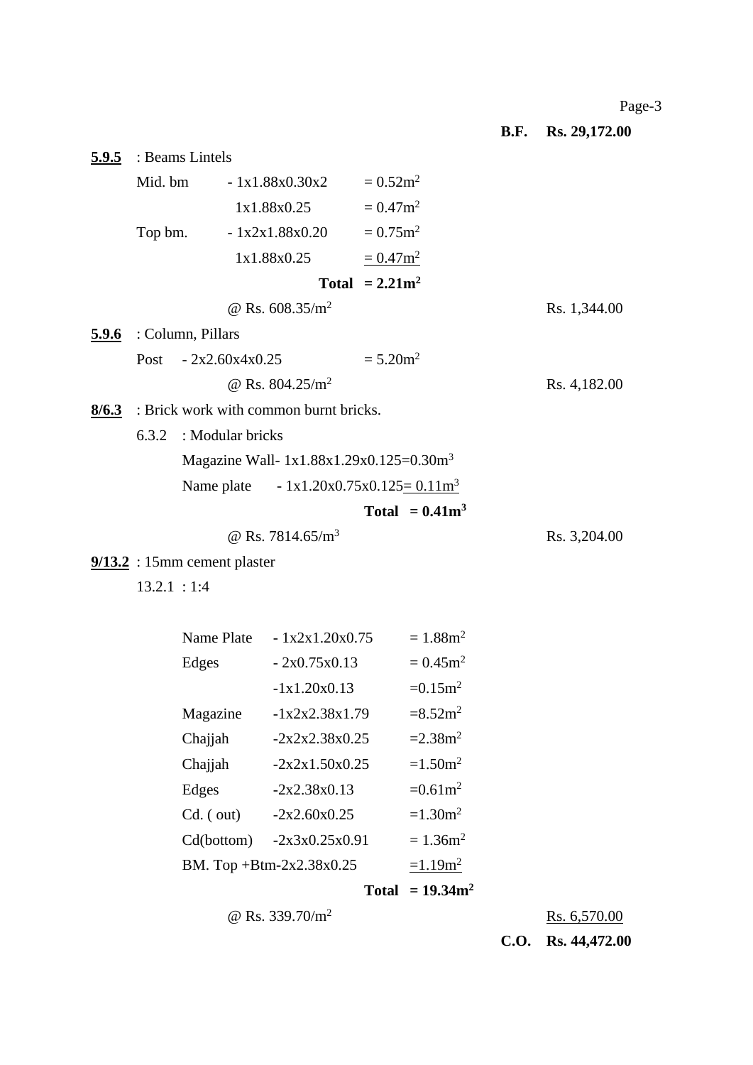**B.F. Rs. 29,172.00**

| | | | | |
|---|---|---|---|---|
| **5.9.5** | : Beams Lintels | | | |
| | Mid. bm | - 1x1.88x0.30x2 | = 0.52m$^2$ | |
| | | 1x1.88x0.25 | = 0.47m$^2$ | |
| | Top bm. | - 1x2x1.88x0.20 | = 0.75m$^2$ | |
| | | 1x1.88x0.25 | = 0.47m$^2$ | |
| | | **Total** | **= 2.21m$^2$** | |
| | | @ Rs. 608.35/m$^2$ | | Rs. 1,344.00 |
| **5.9.6** | : Column, Pillars | | | |
| | Post | - 2x2.60x4x0.25 | = 5.20m$^2$ | |
| | | @ Rs. 804.25/m$^2$ | | Rs. 4,182.00 |
| **8/6.3** | : Brick work with common burnt bricks. | | | |
| | 6.3.2 : Modular bricks | | | |
| | Magazine Wall- | 1x1.88x1.29x0.125 | =0.30m$^3$ | |
| | Name plate | - 1x1.20x0.75x0.125 | = 0.11m$^3$ | |
| | | **Total** | **= 0.41m$^3$** | |
| | | @ Rs. 7814.65/m$^3$ | | Rs. 3,204.00 |
| **9/13.2** | : 15mm cement plaster | | | |
| | 13.2.1 : 1:4 | | | |
| | Name Plate | - 1x2x1.20x0.75 | = 1.88m$^2$ | |
| | Edges | - 2x0.75x0.13 | = 0.45m$^2$ | |
| | | -1x1.20x0.13 | =0.15m$^2$ | |
| | Magazine | -1x2x2.38x1.79 | =8.52m$^2$ | |
| | Chajjah | -2x2x2.38x0.25 | =2.38m$^2$ | |
| | Chajjah | -2x2x1.50x0.25 | =1.50m$^2$ | |
| | Edges | -2x2.38x0.13 | =0.61m$^2$ | |
| | Cd. ( out) | -2x2.60x0.25 | =1.30m$^2$ | |
| | Cd(bottom) | -2x3x0.25x0.91 | = 1.36m$^2$ | |
| | BM. Top +Btm- | 2x2.38x0.25 | =1.19m$^2$ | |
| | | **Total** | **= 19.34m$^2$** | |
| | | @ Rs. 339.70/m$^2$ | | Rs. 6,570.00 |

**C.O. Rs. 44,472.00**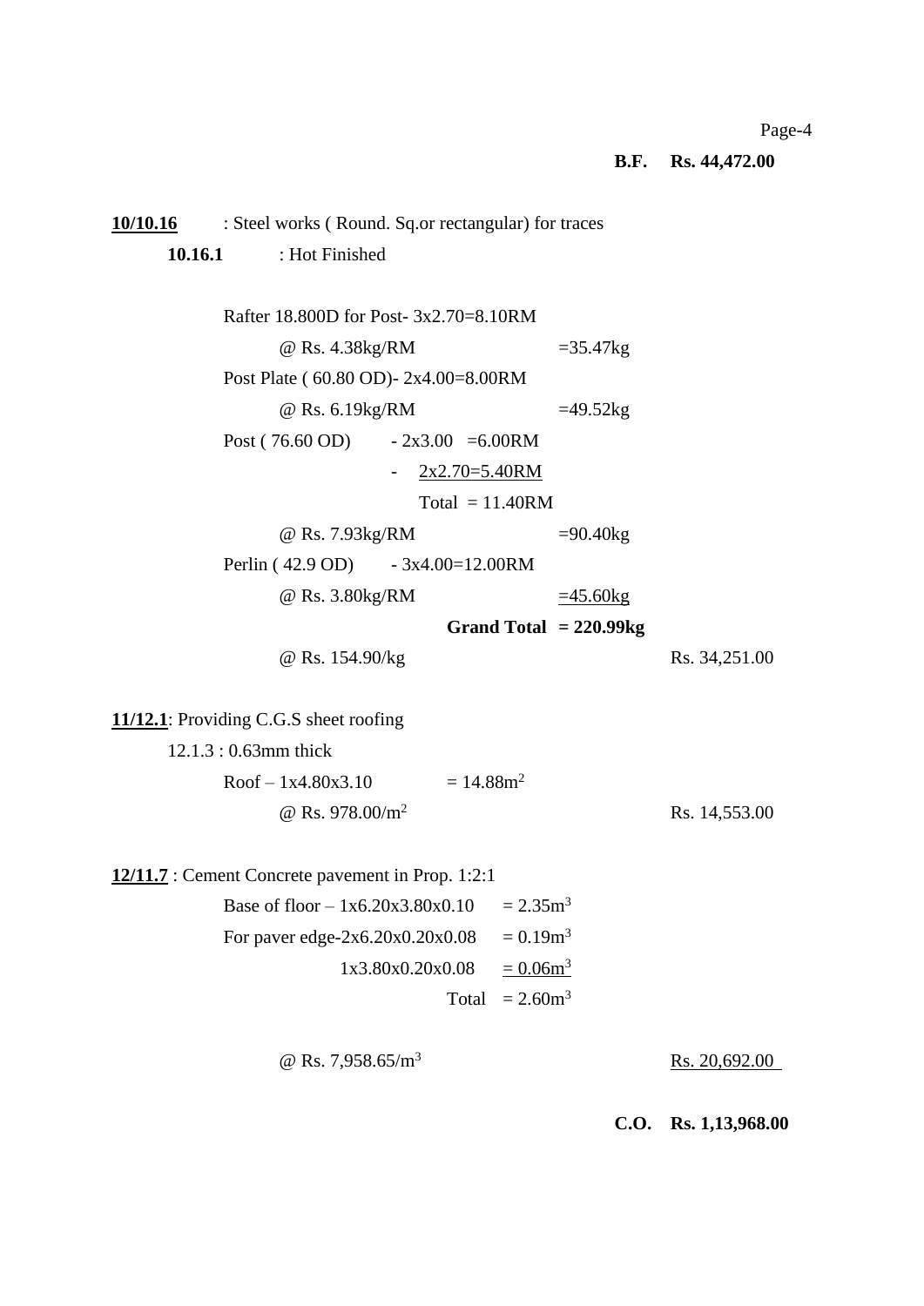**B.F. Rs. 44,472.00**

**10/10.16** : Steel works ( Round. Sq.or rectangular) for traces

**10.16.1** : Hot Finished

Rafter 18.800D for Post- 3x2.70=8.10RM

@ Rs. 4.38kg/RM =35.47kg

Post Plate ( 60.80 OD)- 2x4.00=8.00RM

@ Rs. 6.19kg/RM =49.52kg

Post ( 76.60 OD) - 2x3.00 =6.00RM

- 2x2.70=5.40RM

Total = 11.40RM

@ Rs. 7.93kg/RM =90.40kg

Perlin ( 42.9 OD) - 3x4.00=12.00RM

@ Rs. 3.80kg/RM =45.60kg

**Grand Total = 220.99kg**

@ Rs. 154.90/kg Rs. 34,251.00

**11/12.1**: Providing C.G.S sheet roofing

12.1.3 : 0.63mm thick

Roof – 1x4.80x3.10 = $14.88m^2$

@ Rs. $978.00/m^2$ Rs. 14,553.00

**12/11.7** : Cement Concrete pavement in Prop. 1:2:1

Base of floor – 1x6.20x3.80x0.10 = $2.35m^3$

For paver edge-2x6.20x0.20x0.08 = $0.19m^3$

1x3.80x0.20x0.08 = $0.06m^3$

Total = $2.60m^3$

@ Rs. $7,958.65/m^3$ Rs. 20,692.00

**C.O. Rs. 1,13,968.00**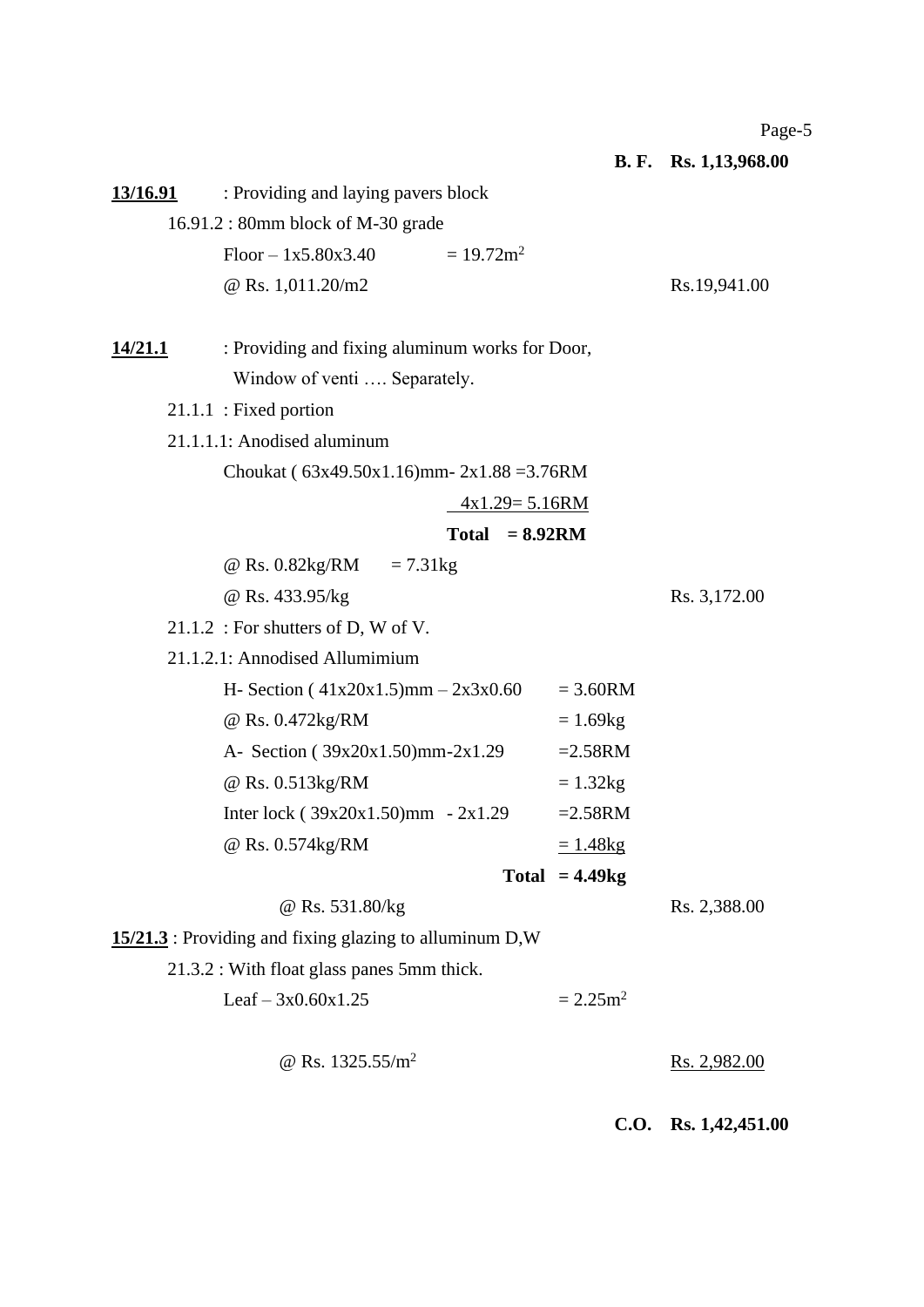**B. F. Rs. 1,13,968.00**

**13/16.91** : Providing and laying pavers block

16.91.2 : 80mm block of M-30 grade

Floor – 1x5.80x3.40 = 19.72m$^2$

@ Rs. 1,011.20/m2 Rs.19,941.00

**14/21.1** : Providing and fixing aluminum works for Door, Window of venti …. Separately.

21.1.1 : Fixed portion

21.1.1.1: Anodised aluminum

Choukat ( 63x49.50x1.16)mm- 2x1.88 =3.76RM

4x1.29= 5.16RM

**Total = 8.92RM**

@ Rs. 0.82kg/RM = 7.31kg

@ Rs. 433.95/kg Rs. 3,172.00

21.1.2 : For shutters of D, W of V.

21.1.2.1: Annodised Allumimium

H- Section ( 41x20x1.5)mm – 2x3x0.60 = 3.60RM

@ Rs. 0.472kg/RM = 1.69kg

A- Section ( 39x20x1.50)mm-2x1.29 =2.58RM

@ Rs. 0.513kg/RM = 1.32kg

Inter lock ( 39x20x1.50)mm - 2x1.29 =2.58RM

@ Rs. 0.574kg/RM = 1.48kg

**Total = 4.49kg**

@ Rs. 531.80/kg Rs. 2,388.00

**15/21.3** : Providing and fixing glazing to alluminum D,W

21.3.2 : With float glass panes 5mm thick.

Leaf – 3x0.60x1.25 = 2.25m$^2$

@ Rs. 1325.55/m$^2$ Rs. 2,982.00

**C.O. Rs. 1,42,451.00**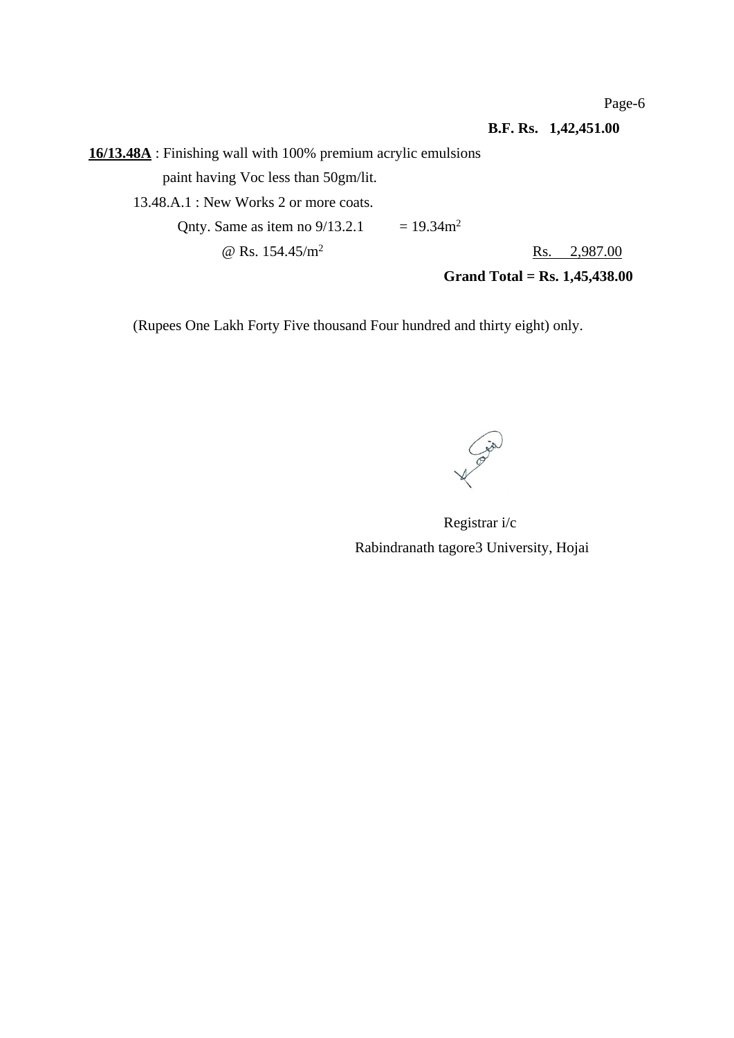**B.F. Rs. 1,42,451.00**

**16/13.48A** : Finishing wall with 100% premium acrylic emulsions paint having Voc less than 50gm/lit.

13.48.A.1 : New Works 2 or more coats.

Qnty. Same as item no 9/13.2.1 = $19.34m^2$

@ Rs. $154.45/m^2$ Rs. 2,987.00

**Grand Total = Rs. 1,45,438.00**

(Rupees One Lakh Forty Five thousand Four hundred and thirty eight) only.

Registrar i/c
Rabindranath tagore3 University, Hojai